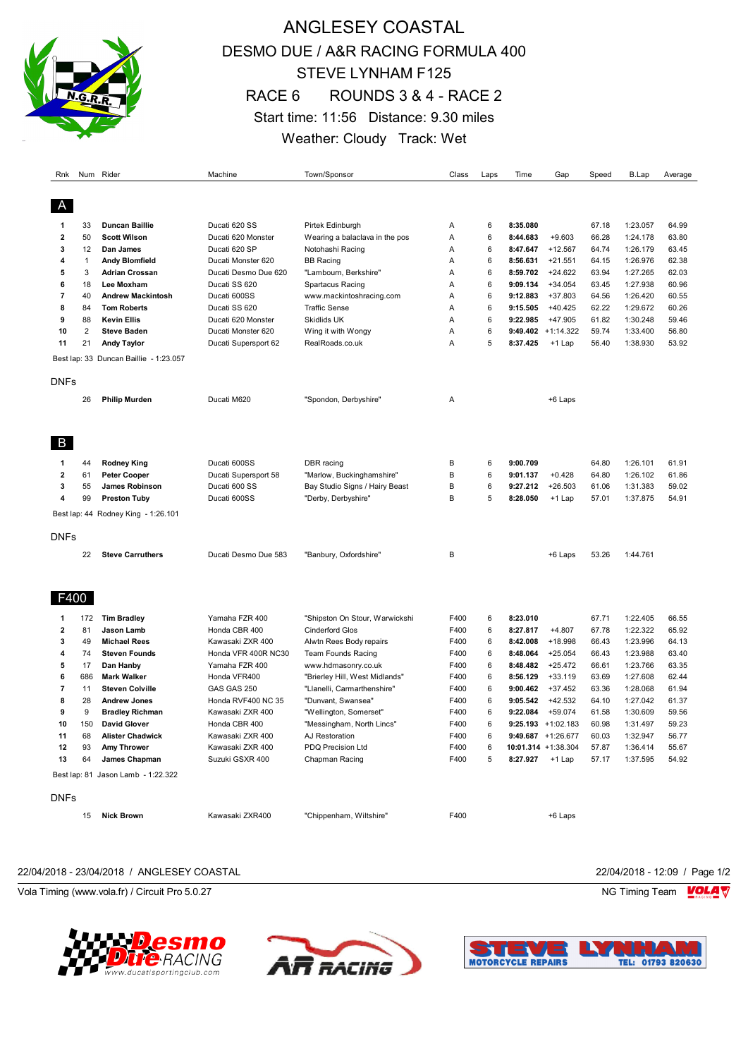# ANGLESEY COASTAL

## DESMO DUE / A&R RACING FORMULA 400

## STEVE LYNHAM F125

## RACE 6 ROUNDS 3 & 4 - RACE 2

Start time: 11:56 Distance: 9.30 miles

Weather: Cloudy Track: Wet

| Rnk | Num | Rider | Machine | Town/Sponsor | Class | Laps | Time | Gap | Speed | B.Lap | Average |
|---|---|---|---|---|---|---|---|---|---|---|---|
| **A** | | | | | | | | | | | |
| 1 | 33 | **Duncan Baillie** | Ducati 620 SS | Pirtek Edinburgh | A | 6 | **8:35.080** | | 67.18 | 1:23.057 | 64.99 |
| 2 | 50 | **Scott Wilson** | Ducati 620 Monster | Wearing a balaclava in the pos | A | 6 | **8:44.683** | +9.603 | 66.28 | 1:24.178 | 63.80 |
| 3 | 12 | **Dan James** | Ducati 620 SP | Notohashi Racing | A | 6 | **8:47.647** | +12.567 | 64.74 | 1:26.179 | 63.45 |
| 4 | 1 | **Andy Blomfield** | Ducati Monster 620 | BB Racing | A | 6 | **8:56.631** | +21.551 | 64.15 | 1:26.976 | 62.38 |
| 5 | 3 | **Adrian Crossan** | Ducati Desmo Due 620 | "Lambourn, Berkshire" | A | 6 | **8:59.702** | +24.622 | 63.94 | 1:27.265 | 62.03 |
| 6 | 18 | **Lee Moxham** | Ducati SS 620 | Spartacus Racing | A | 6 | **9:09.134** | +34.054 | 63.45 | 1:27.938 | 60.96 |
| 7 | 40 | **Andrew Mackintosh** | Ducati 600SS | www.mackintoshracing.com | A | 6 | **9:12.883** | +37.803 | 64.56 | 1:26.420 | 60.55 |
| 8 | 84 | **Tom Roberts** | Ducati SS 620 | Traffic Sense | A | 6 | **9:15.505** | +40.425 | 62.22 | 1:29.672 | 60.26 |
| 9 | 88 | **Kevin Ellis** | Ducati 620 Monster | Skidlids UK | A | 6 | **9:22.985** | +47.905 | 61.82 | 1:30.248 | 59.46 |
| 10 | 2 | **Steve Baden** | Ducati Monster 620 | Wing it with Wongy | A | 6 | **9:49.402** | +1:14.322 | 59.74 | 1:33.400 | 56.80 |
| 11 | 21 | **Andy Taylor** | Ducati Supersport 62 | RealRoads.co.uk | A | 5 | **8:37.425** | +1 Lap | 56.40 | 1:38.930 | 53.92 |
| Best lap: 33 Duncan Baillie - 1:23.057 | | | | | | | | | | | |
| DNFs | | | | | | | | | | | |
| | 26 | **Philip Murden** | Ducati M620 | "Spondon, Derbyshire" | A | | | +6 Laps | | | |
| **B** | | | | | | | | | | | |
| 1 | 44 | **Rodney King** | Ducati 600SS | DBR racing | B | 6 | **9:00.709** | | 64.80 | 1:26.101 | 61.91 |
| 2 | 61 | **Peter Cooper** | Ducati Supersport 58 | "Marlow, Buckinghamshire" | B | 6 | **9:01.137** | +0.428 | 64.80 | 1:26.102 | 61.86 |
| 3 | 55 | **James Robinson** | Ducati 600 SS | Bay Studio Signs / Hairy Beast | B | 6 | **9:27.212** | +26.503 | 61.06 | 1:31.383 | 59.02 |
| 4 | 99 | **Preston Tuby** | Ducati 600SS | "Derby, Derbyshire" | B | 5 | **8:28.050** | +1 Lap | 57.01 | 1:37.875 | 54.91 |
| Best lap: 44 Rodney King - 1:26.101 | | | | | | | | | | | |
| DNFs | | | | | | | | | | | |
| | 22 | **Steve Carruthers** | Ducati Desmo Due 583 | "Banbury, Oxfordshire" | B | | | +6 Laps | 53.26 | 1:44.761 | |
| **F400** | | | | | | | | | | | |
| 1 | 172 | **Tim Bradley** | Yamaha FZR 400 | "Shipston On Stour, Warwickshi | F400 | 6 | **8:23.010** | | 67.71 | 1:22.405 | 66.55 |
| 2 | 81 | **Jason Lamb** | Honda CBR 400 | Cinderford Glos | F400 | 6 | **8:27.817** | +4.807 | 67.78 | 1:22.322 | 65.92 |
| 3 | 49 | **Michael Rees** | Kawasaki ZXR 400 | Alwtn Rees Body repairs | F400 | 6 | **8:42.008** | +18.998 | 66.43 | 1:23.996 | 64.13 |
| 4 | 74 | **Steven Founds** | Honda VFR 400R NC30 | Team Founds Racing | F400 | 6 | **8:48.064** | +25.054 | 66.43 | 1:23.988 | 63.40 |
| 5 | 17 | **Dan Hanby** | Yamaha FZR 400 | www.hdmasonry.co.uk | F400 | 6 | **8:48.482** | +25.472 | 66.61 | 1:23.766 | 63.35 |
| 6 | 686 | **Mark Walker** | Honda VFR400 | "Brierley Hill, West Midlands" | F400 | 6 | **8:56.129** | +33.119 | 63.69 | 1:27.608 | 62.44 |
| 7 | 11 | **Steven Colville** | GAS GAS 250 | "Llanelli, Carmarthenshire" | F400 | 6 | **9:00.462** | +37.452 | 63.36 | 1:28.068 | 61.94 |
| 8 | 28 | **Andrew Jones** | Honda RVF400 NC 35 | "Dunvant, Swansea" | F400 | 6 | **9:05.542** | +42.532 | 64.10 | 1:27.042 | 61.37 |
| 9 | 9 | **Bradley Richman** | Kawasaki ZXR 400 | "Wellington, Somerset" | F400 | 6 | **9:22.084** | +59.074 | 61.58 | 1:30.609 | 59.56 |
| 10 | 150 | **David Glover** | Honda CBR 400 | "Messingham, North Lincs" | F400 | 6 | **9:25.193** | +1:02.183 | 60.98 | 1:31.497 | 59.23 |
| 11 | 68 | **Alister Chadwick** | Kawasaki ZXR 400 | AJ Restoration | F400 | 6 | **9:49.687** | +1:26.677 | 60.03 | 1:32.947 | 56.77 |
| 12 | 93 | **Amy Thrower** | Kawasaki ZXR 400 | PDQ Precision Ltd | F400 | 6 | **10:01.314** | +1:38.304 | 57.87 | 1:36.414 | 55.67 |
| 13 | 64 | **James Chapman** | Suzuki GSXR 400 | Chapman Racing | F400 | 5 | **8:27.927** | +1 Lap | 57.17 | 1:37.595 | 54.92 |
| Best lap: 81 Jason Lamb - 1:22.322 | | | | | | | | | | | |
| DNFs | | | | | | | | | | | |
| | 15 | **Nick Brown** | Kawasaki ZXR400 | "Chippenham, Wiltshire" | F400 | | | +6 Laps | | | |

22/04/2018 - 23/04/2018 / ANGLESEY COASTAL — 22/04/2018 - 12:09

Vola Timing (www.vola.fr) / Circuit Pro 5.0.27 — NG Timing Team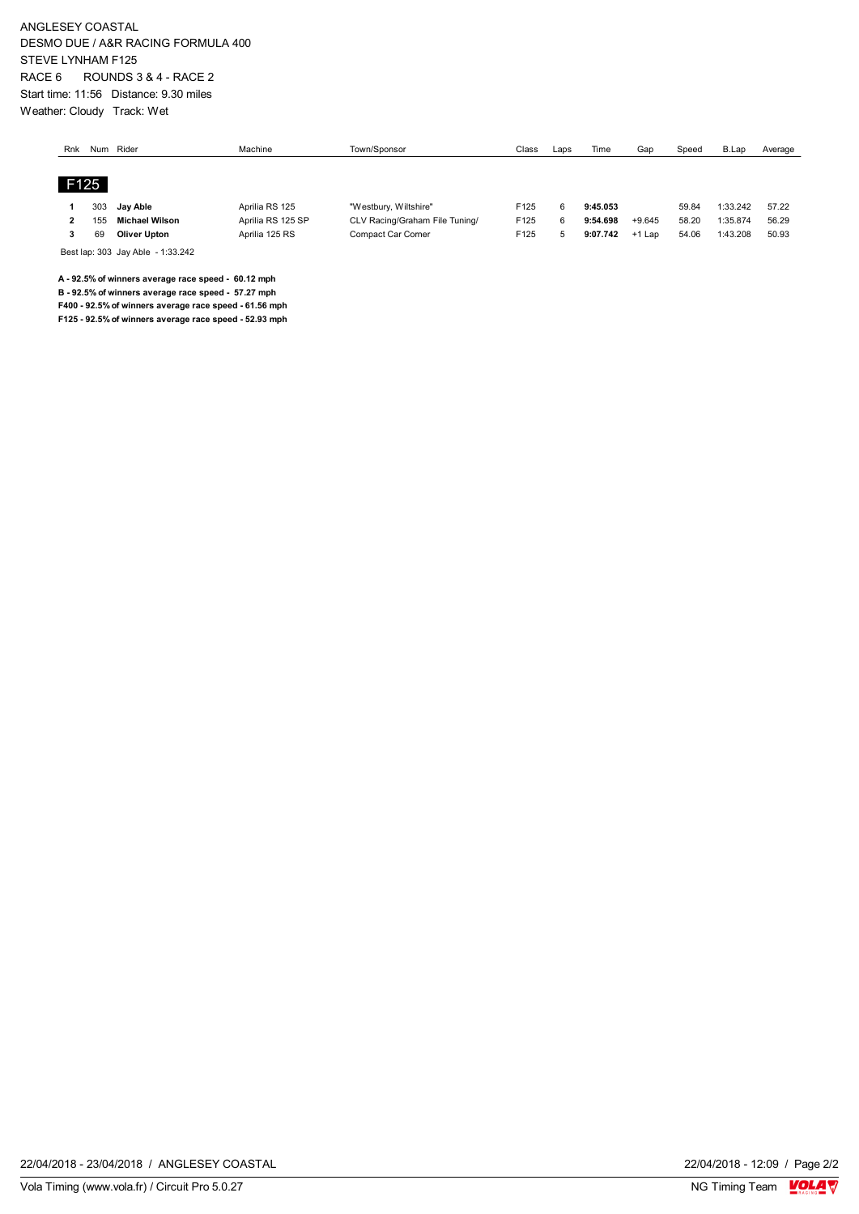ANGLESEY COASTAL
DESMO DUE / A&R RACING FORMULA 400
STEVE LYNHAM F125
RACE 6 ROUNDS 3 & 4 - RACE 2
Start time: 11:56 Distance: 9.30 miles
Weather: Cloudy Track: Wet

| Rnk | Num | Rider | Machine | Town/Sponsor | Class | Laps | Time | Gap | Speed | B.Lap | Average |
|---|---|---|---|---|---|---|---|---|---|---|---|
| **F125** | | | | | | | | | | | |
| **1** | 303 | **Jay Able** | Aprilia RS 125 | "Westbury, Wiltshire" | F125 | 6 | **9:45.053** | | 59.84 | 1:33.242 | 57.22 |
| **2** | 155 | **Michael Wilson** | Aprilia RS 125 SP | CLV Racing/Graham File Tuning/ | F125 | 6 | **9:54.698** | +9.645 | 58.20 | 1:35.874 | 56.29 |
| **3** | 69 | **Oliver Upton** | Aprilia 125 RS | Compact Car Corner | F125 | 5 | **9:07.742** | +1 Lap | 54.06 | 1:43.208 | 50.93 |

Best lap: 303 Jay Able - 1:33.242

**A - 92.5% of winners average race speed - 60.12 mph**
**B - 92.5% of winners average race speed - 57.27 mph**
**F400 - 92.5% of winners average race speed - 61.56 mph**
**F125 - 92.5% of winners average race speed - 52.93 mph**

22/04/2018 - 23/04/2018 / ANGLESEY COASTAL 22/04/2018 - 12:09

Vola Timing (www.vola.fr) / Circuit Pro 5.0.27 NG Timing Team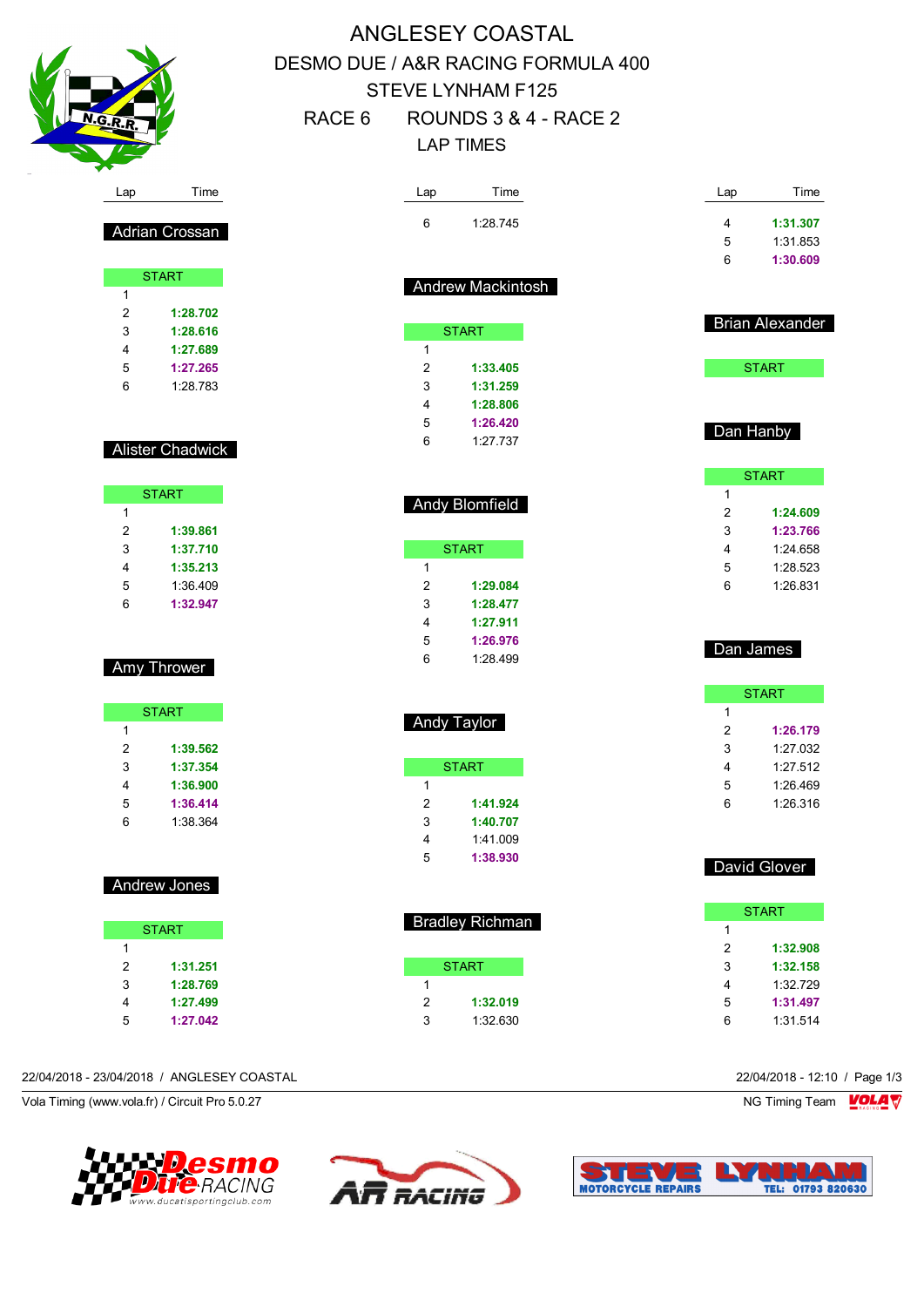# ANGLESEY COASTAL

## DESMO DUE / A&R RACING FORMULA 400

## STEVE LYNHAM F125

## RACE 6 ROUNDS 3 & 4 - RACE 2

## LAP TIMES

### Adrian Crossan

| Lap | Time |
|---|---|
| START | |
| 1 | |
| 2 | **1:28.702** |
| 3 | **1:28.616** |
| 4 | **1:27.689** |
| 5 | **1:27.265** |
| 6 | 1:28.783 |

### Alister Chadwick

| Lap | Time |
|---|---|
| START | |
| 1 | |
| 2 | **1:39.861** |
| 3 | **1:37.710** |
| 4 | **1:35.213** |
| 5 | 1:36.409 |
| 6 | **1:32.947** |

### Amy Thrower

| Lap | Time |
|---|---|
| START | |
| 1 | |
| 2 | **1:39.562** |
| 3 | **1:37.354** |
| 4 | **1:36.900** |
| 5 | **1:36.414** |
| 6 | 1:38.364 |

### Andrew Jones

| Lap | Time |
|---|---|
| START | |
| 1 | |
| 2 | **1:31.251** |
| 3 | **1:28.769** |
| 4 | **1:27.499** |
| 5 | **1:27.042** |
| 6 | 1:28.745 |

### Andrew Mackintosh

| Lap | Time |
|---|---|
| START | |
| 1 | |
| 2 | **1:33.405** |
| 3 | **1:31.259** |
| 4 | **1:28.806** |
| 5 | **1:26.420** |
| 6 | 1:27.737 |

### Andy Blomfield

| Lap | Time |
|---|---|
| START | |
| 1 | |
| 2 | **1:29.084** |
| 3 | **1:28.477** |
| 4 | **1:27.911** |
| 5 | **1:26.976** |
| 6 | 1:28.499 |

### Andy Taylor

| Lap | Time |
|---|---|
| START | |
| 1 | |
| 2 | **1:41.924** |
| 3 | **1:40.707** |
| 4 | 1:41.009 |
| 5 | **1:38.930** |

### Bradley Richman

| Lap | Time |
|---|---|
| START | |
| 1 | |
| 2 | **1:32.019** |
| 3 | 1:32.630 |
| 4 | **1:31.307** |
| 5 | 1:31.853 |
| 6 | **1:30.609** |

### Brian Alexander

| Lap | Time |
|---|---|
| START | |

### Dan Hanby

| Lap | Time |
|---|---|
| START | |
| 1 | |
| 2 | **1:24.609** |
| 3 | **1:23.766** |
| 4 | 1:24.658 |
| 5 | 1:28.523 |
| 6 | 1:26.831 |

### Dan James

| Lap | Time |
|---|---|
| START | |
| 1 | |
| 2 | **1:26.179** |
| 3 | 1:27.032 |
| 4 | 1:27.512 |
| 5 | 1:26.469 |
| 6 | 1:26.316 |

### David Glover

| Lap | Time |
|---|---|
| START | |
| 1 | |
| 2 | **1:32.908** |
| 3 | **1:32.158** |
| 4 | 1:32.729 |
| 5 | **1:31.497** |
| 6 | 1:31.514 |

22/04/2018 - 23/04/2018 / ANGLESEY COASTAL

22/04/2018 - 12:10

Vola Timing (www.vola.fr) / Circuit Pro 5.0.27

NG Timing Team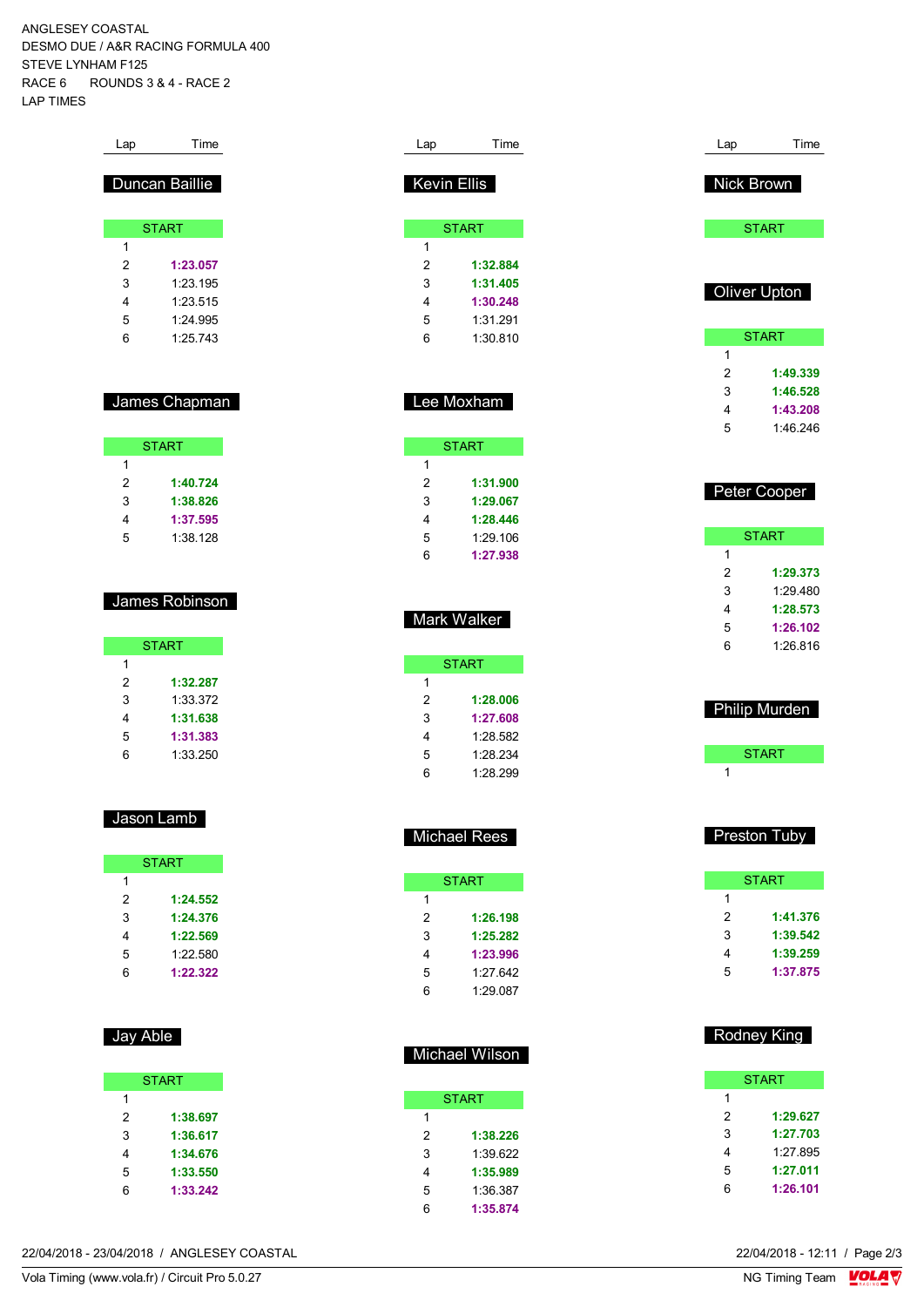ANGLESEY COASTAL
DESMO DUE / A&R RACING FORMULA 400
STEVE LYNHAM F125
RACE 6 ROUNDS 3 & 4 - RACE 2
LAP TIMES

### Duncan Baillie

| Lap | Time |
|---|---|
| START | |
| 1 | |
| 2 | **1:23.057** |
| 3 | 1:23.195 |
| 4 | 1:23.515 |
| 5 | 1:24.995 |
| 6 | 1:25.743 |

### James Chapman

| Lap | Time |
|---|---|
| START | |
| 1 | |
| 2 | **1:40.724** |
| 3 | **1:38.826** |
| 4 | **1:37.595** |
| 5 | 1:38.128 |

### James Robinson

| Lap | Time |
|---|---|
| START | |
| 1 | |
| 2 | **1:32.287** |
| 3 | 1:33.372 |
| 4 | **1:31.638** |
| 5 | **1:31.383** |
| 6 | 1:33.250 |

### Jason Lamb

| Lap | Time |
|---|---|
| START | |
| 1 | |
| 2 | **1:24.552** |
| 3 | **1:24.376** |
| 4 | **1:22.569** |
| 5 | 1:22.580 |
| 6 | **1:22.322** |

### Jay Able

| Lap | Time |
|---|---|
| START | |
| 1 | |
| 2 | **1:38.697** |
| 3 | **1:36.617** |
| 4 | **1:34.676** |
| 5 | **1:33.550** |
| 6 | **1:33.242** |

### Kevin Ellis

| Lap | Time |
|---|---|
| START | |
| 1 | |
| 2 | **1:32.884** |
| 3 | **1:31.405** |
| 4 | **1:30.248** |
| 5 | 1:31.291 |
| 6 | 1:30.810 |

### Lee Moxham

| Lap | Time |
|---|---|
| START | |
| 1 | |
| 2 | **1:31.900** |
| 3 | **1:29.067** |
| 4 | **1:28.446** |
| 5 | 1:29.106 |
| 6 | **1:27.938** |

### Mark Walker

| Lap | Time |
|---|---|
| START | |
| 1 | |
| 2 | **1:28.006** |
| 3 | **1:27.608** |
| 4 | 1:28.582 |
| 5 | 1:28.234 |
| 6 | 1:28.299 |

### Michael Rees

| Lap | Time |
|---|---|
| START | |
| 1 | |
| 2 | **1:26.198** |
| 3 | **1:25.282** |
| 4 | **1:23.996** |
| 5 | 1:27.642 |
| 6 | 1:29.087 |

### Michael Wilson

| Lap | Time |
|---|---|
| START | |
| 1 | |
| 2 | **1:38.226** |
| 3 | 1:39.622 |
| 4 | **1:35.989** |
| 5 | 1:36.387 |
| 6 | **1:35.874** |

### Nick Brown

| Lap | Time |
|---|---|
| START | |

### Oliver Upton

| Lap | Time |
|---|---|
| START | |
| 1 | |
| 2 | **1:49.339** |
| 3 | **1:46.528** |
| 4 | **1:43.208** |
| 5 | 1:46.246 |

### Peter Cooper

| Lap | Time |
|---|---|
| START | |
| 1 | |
| 2 | **1:29.373** |
| 3 | 1:29.480 |
| 4 | **1:28.573** |
| 5 | **1:26.102** |
| 6 | 1:26.816 |

### Philip Murden

| Lap | Time |
|---|---|
| START | |
| 1 | |

### Preston Tuby

| Lap | Time |
|---|---|
| START | |
| 1 | |
| 2 | **1:41.376** |
| 3 | **1:39.542** |
| 4 | **1:39.259** |
| 5 | **1:37.875** |

### Rodney King

| Lap | Time |
|---|---|
| START | |
| 1 | |
| 2 | **1:29.627** |
| 3 | **1:27.703** |
| 4 | 1:27.895 |
| 5 | **1:27.011** |
| 6 | **1:26.101** |

22/04/2018 - 23/04/2018 / ANGLESEY COASTAL
22/04/2018 - 12:11
Vola Timing (www.vola.fr) / Circuit Pro 5.0.27
NG Timing Team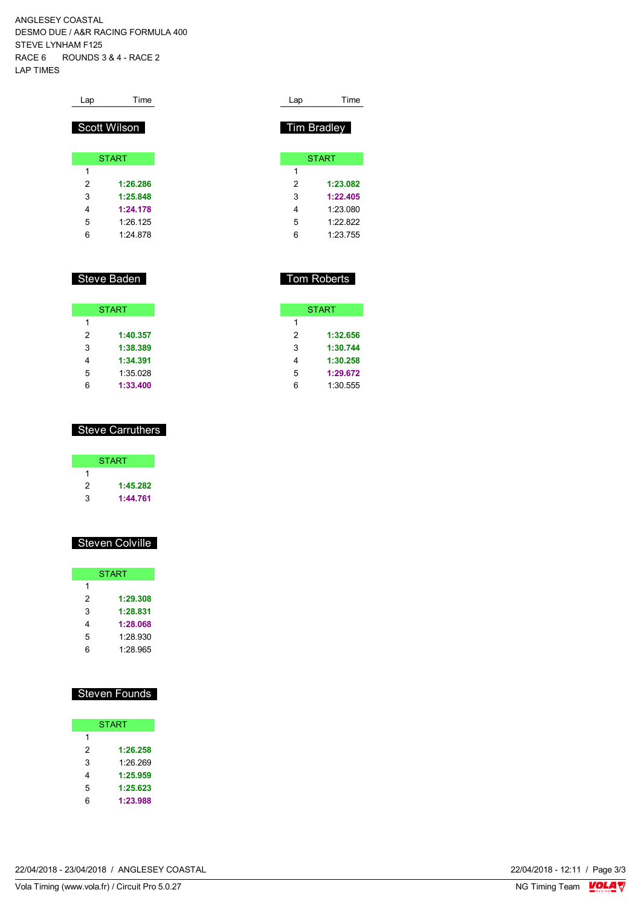ANGLESEY COASTAL
DESMO DUE / A&R RACING FORMULA 400
STEVE LYNHAM F125
RACE 6 ROUNDS 3 & 4 - RACE 2
LAP TIMES

## Scott Wilson

| Lap | Time |
|---|---|
| START | |
| 1 | |
| 2 | **1:26.286** |
| 3 | **1:25.848** |
| 4 | **1:24.178** |
| 5 | 1:26.125 |
| 6 | 1:24.878 |

## Tim Bradley

| Lap | Time |
|---|---|
| START | |
| 1 | |
| 2 | **1:23.082** |
| 3 | **1:22.405** |
| 4 | 1:23.080 |
| 5 | 1:22.822 |
| 6 | 1:23.755 |

## Steve Baden

| Lap | Time |
|---|---|
| START | |
| 1 | |
| 2 | **1:40.357** |
| 3 | **1:38.389** |
| 4 | **1:34.391** |
| 5 | 1:35.028 |
| 6 | **1:33.400** |

## Tom Roberts

| Lap | Time |
|---|---|
| START | |
| 1 | |
| 2 | **1:32.656** |
| 3 | **1:30.744** |
| 4 | **1:30.258** |
| 5 | **1:29.672** |
| 6 | 1:30.555 |

## Steve Carruthers

| Lap | Time |
|---|---|
| START | |
| 1 | |
| 2 | **1:45.282** |
| 3 | **1:44.761** |

## Steven Colville

| Lap | Time |
|---|---|
| START | |
| 1 | |
| 2 | **1:29.308** |
| 3 | **1:28.831** |
| 4 | **1:28.068** |
| 5 | 1:28.930 |
| 6 | 1:28.965 |

## Steven Founds

| Lap | Time |
|---|---|
| START | |
| 1 | |
| 2 | **1:26.258** |
| 3 | 1:26.269 |
| 4 | **1:25.959** |
| 5 | **1:25.623** |
| 6 | **1:23.988** |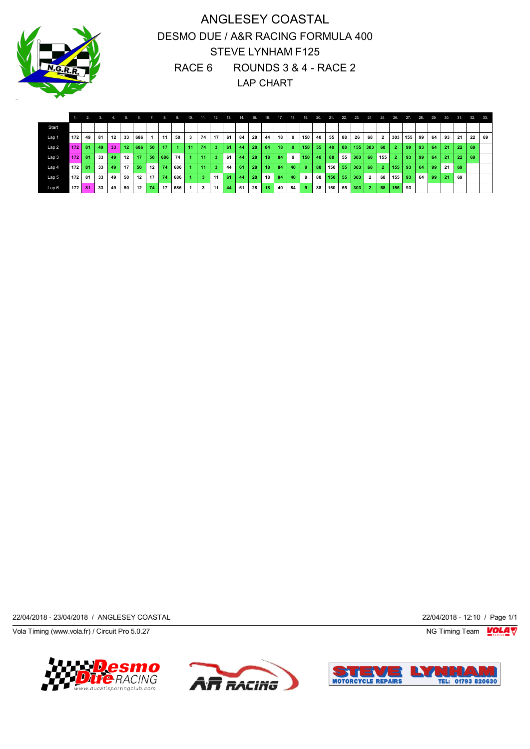# ANGLESEY COASTAL

## DESMO DUE / A&R RACING FORMULA 400

## STEVE LYNHAM F125

## RACE 6 ROUNDS 3 & 4 - RACE 2

## LAP CHART

| | 1. | 2. | 3. | 4. | 5. | 6. | 7. | 8. | 9. | 10. | 11. | 12. | 13. | 14. | 15. | 16. | 17. | 18. | 19. | 20. | 21. | 22. | 23. | 24. | 25. | 26. | 27. | 28. | 29. | 30. | 31. | 32. | 33. |
|---|---|---|---|---|---|---|---|---|---|---|---|---|---|---|---|---|---|---|---|---|---|---|---|---|---|---|---|---|---|---|---|---|---|
| Start | | | | | | | | | | | | | | | | | | | | | | | | | | | | | | | | | |
| Lap 1 | 172 | 49 | 81 | 12 | 33 | 686 | 1 | 11 | 50 | 3 | 74 | 17 | 61 | 84 | 28 | 44 | 18 | 9 | 150 | 40 | 55 | 88 | 26 | 68 | 2 | 303 | 155 | 99 | 64 | 93 | 21 | 22 | 69 |
| Lap 2 | 172 | 81 | 49 | 33 | 12 | 686 | 50 | 17 | 1 | 11 | 74 | 3 | 61 | 44 | 28 | 84 | 18 | 9 | 150 | 55 | 40 | 88 | 155 | 303 | 68 | 2 | 99 | 93 | 64 | 21 | 22 | 69 | |
| Lap 3 | 172 | 81 | 33 | 49 | 12 | 17 | 50 | 686 | 74 | 1 | 11 | 3 | 61 | 44 | 28 | 18 | 84 | 9 | 150 | 40 | 88 | 55 | 303 | 68 | 155 | 2 | 93 | 99 | 64 | 21 | 22 | 69 | |
| Lap 4 | 172 | 81 | 33 | 49 | 17 | 50 | 12 | 74 | 686 | 1 | 11 | 3 | 44 | 61 | 28 | 18 | 84 | 40 | 9 | 88 | 150 | 55 | 303 | 68 | 2 | 155 | 93 | 64 | 99 | 21 | 69 | | |
| Lap 5 | 172 | 81 | 33 | 49 | 50 | 12 | 17 | 74 | 686 | 1 | 3 | 11 | 61 | 44 | 28 | 18 | 84 | 40 | 9 | 88 | 150 | 55 | 303 | 2 | 68 | 155 | 93 | 64 | 99 | 21 | 69 | | |
| Lap 6 | 172 | 81 | 33 | 49 | 50 | 12 | 74 | 17 | 686 | 1 | 3 | 11 | 44 | 61 | 28 | 18 | 40 | 84 | 9 | 88 | 150 | 55 | 303 | 2 | 68 | 155 | 93 | | | | | | |

22/04/2018 - 23/04/2018 / ANGLESEY COASTAL

22/04/2018 - 12:10

Vola Timing (www.vola.fr) / Circuit Pro 5.0.27

NG Timing Team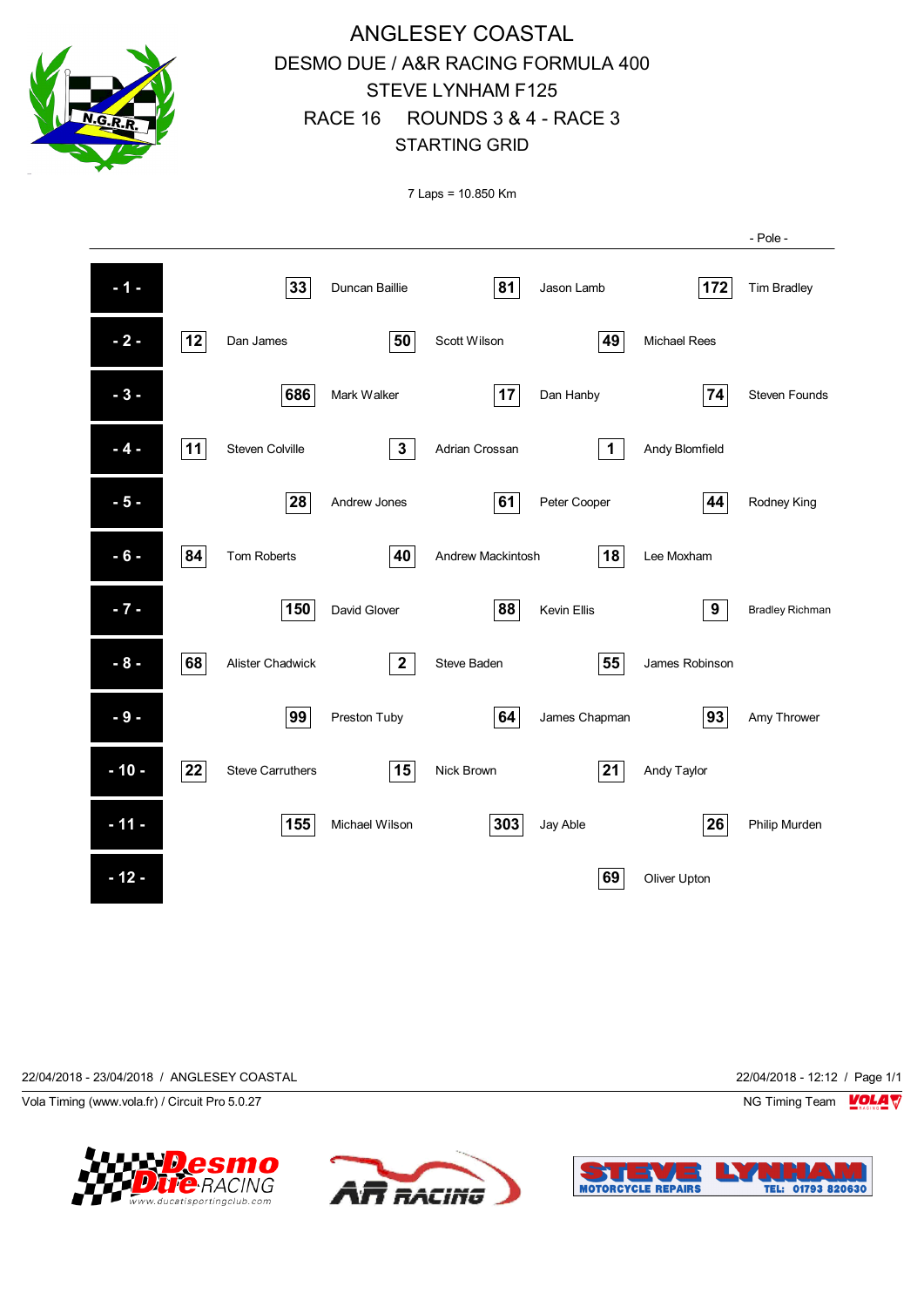# ANGLESEY COASTAL

## DESMO DUE / A&R RACING FORMULA 400

## STEVE LYNHAM F125

## RACE 16 ROUNDS 3 & 4 - RACE 3

## STARTING GRID

7 Laps = 10.850 Km

| Row | | | | | | | - Pole - | |
|---|---|---|---|---|---|---|---|---|
| - 1 - | | 33 | Duncan Baillie | 81 | Jason Lamb | 172 | Tim Bradley | |
| - 2 - | 12 | Dan James | 50 | Scott Wilson | 49 | Michael Rees | | |
| - 3 - | | 686 | Mark Walker | 17 | Dan Hanby | 74 | Steven Founds | |
| - 4 - | 11 | Steven Colville | 3 | Adrian Crossan | 1 | Andy Blomfield | | |
| - 5 - | | 28 | Andrew Jones | 61 | Peter Cooper | 44 | Rodney King | |
| - 6 - | 84 | Tom Roberts | 40 | Andrew Mackintosh | 18 | Lee Moxham | | |
| - 7 - | | 150 | David Glover | 88 | Kevin Ellis | 9 | Bradley Richman | |
| - 8 - | 68 | Alister Chadwick | 2 | Steve Baden | 55 | James Robinson | | |
| - 9 - | | 99 | Preston Tuby | 64 | James Chapman | 93 | Amy Thrower | |
| - 10 - | 22 | Steve Carruthers | 15 | Nick Brown | 21 | Andy Taylor | | |
| - 11 - | | 155 | Michael Wilson | 303 | Jay Able | 26 | Philip Murden | |
| - 12 - | | | | 69 | Oliver Upton | | | |

22/04/2018 - 23/04/2018 / ANGLESEY COASTAL

22/04/2018 - 12:12 / Page 1/1

Vola Timing (www.vola.fr) / Circuit Pro 5.0.27

NG Timing Team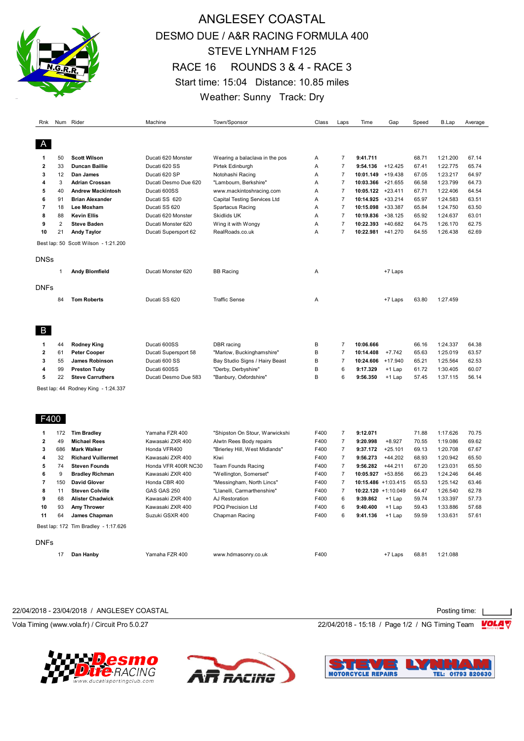# ANGLESEY COASTAL
## DESMO DUE / A&R RACING FORMULA 400
## STEVE LYNHAM F125
## RACE 16 ROUNDS 3 & 4 - RACE 3
Start time: 15:04 Distance: 10.85 miles

Weather: Sunny Track: Dry

| Rnk | Num | Rider | Machine | Town/Sponsor | Class | Laps | Time | Gap | Speed | B.Lap | Average |
|---|---|---|---|---|---|---|---|---|---|---|---|
| **A** | | | | | | | | | | | |
| **1** | 50 | **Scott Wilson** | Ducati 620 Monster | Wearing a balaclava in the pos | A | 7 | **9:41.711** | | 68.71 | 1:21.200 | 67.14 |
| **2** | 33 | **Duncan Baillie** | Ducati 620 SS | Pirtek Edinburgh | A | 7 | **9:54.136** | +12.425 | 67.41 | 1:22.775 | 65.74 |
| **3** | 12 | **Dan James** | Ducati 620 SP | Notohashi Racing | A | 7 | **10:01.149** | +19.438 | 67.05 | 1:23.217 | 64.97 |
| **4** | 3 | **Adrian Crossan** | Ducati Desmo Due 620 | "Lambourn, Berkshire" | A | 7 | **10:03.366** | +21.655 | 66.58 | 1:23.799 | 64.73 |
| **5** | 40 | **Andrew Mackintosh** | Ducati 600SS | www.mackintoshracing.com | A | 7 | **10:05.122** | +23.411 | 67.71 | 1:22.406 | 64.54 |
| **6** | 91 | **Brian Alexander** | Ducati SS 620 | Capital Testing Services Ltd | A | 7 | **10:14.925** | +33.214 | 65.97 | 1:24.583 | 63.51 |
| **7** | 18 | **Lee Moxham** | Ducati SS 620 | Spartacus Racing | A | 7 | **10:15.098** | +33.387 | 65.84 | 1:24.750 | 63.50 |
| **8** | 88 | **Kevin Ellis** | Ducati 620 Monster | Skidlids UK | A | 7 | **10:19.836** | +38.125 | 65.92 | 1:24.637 | 63.01 |
| **9** | 2 | **Steve Baden** | Ducati Monster 620 | Wing it with Wongy | A | 7 | **10:22.393** | +40.682 | 64.75 | 1:26.170 | 62.75 |
| **10** | 21 | **Andy Taylor** | Ducati Supersport 62 | RealRoads.co.uk | A | 7 | **10:22.981** | +41.270 | 64.55 | 1:26.438 | 62.69 |
| Best lap: 50 Scott Wilson - 1:21.200 | | | | | | | | | | | |
| DNSs | | | | | | | | | | | |
| | 1 | **Andy Blomfield** | Ducati Monster 620 | BB Racing | A | | | +7 Laps | | | |
| DNFs | | | | | | | | | | | |
| | 84 | **Tom Roberts** | Ducati SS 620 | Traffic Sense | A | | | +7 Laps | 63.80 | 1:27.459 | |
| **B** | | | | | | | | | | | |
| **1** | 44 | **Rodney King** | Ducati 600SS | DBR racing | B | 7 | **10:06.666** | | 66.16 | 1:24.337 | 64.38 |
| **2** | 61 | **Peter Cooper** | Ducati Supersport 58 | "Marlow, Buckinghamshire" | B | 7 | **10:14.408** | +7.742 | 65.63 | 1:25.019 | 63.57 |
| **3** | 55 | **James Robinson** | Ducati 600 SS | Bay Studio Signs / Hairy Beast | B | 7 | **10:24.606** | +17.940 | 65.21 | 1:25.564 | 62.53 |
| **4** | 99 | **Preston Tuby** | Ducati 600SS | "Derby, Derbyshire" | B | 6 | **9:17.329** | +1 Lap | 61.72 | 1:30.405 | 60.07 |
| **5** | 22 | **Steve Carruthers** | Ducati Desmo Due 583 | "Banbury, Oxfordshire" | B | 6 | **9:56.350** | +1 Lap | 57.45 | 1:37.115 | 56.14 |
| Best lap: 44 Rodney King - 1:24.337 | | | | | | | | | | | |
| **F400** | | | | | | | | | | | |
| **1** | 172 | **Tim Bradley** | Yamaha FZR 400 | "Shipston On Stour, Warwickshi | F400 | 7 | **9:12.071** | | 71.88 | 1:17.626 | 70.75 |
| **2** | 49 | **Michael Rees** | Kawasaki ZXR 400 | Alwtn Rees Body repairs | F400 | 7 | **9:20.998** | +8.927 | 70.55 | 1:19.086 | 69.62 |
| **3** | 686 | **Mark Walker** | Honda VFR400 | "Brierley Hill, West Midlands" | F400 | 7 | **9:37.172** | +25.101 | 69.13 | 1:20.708 | 67.67 |
| **4** | 32 | **Richard Vuillermet** | Kawasaki ZXR 400 | Kiwi | F400 | 7 | **9:56.273** | +44.202 | 68.93 | 1:20.942 | 65.50 |
| **5** | 74 | **Steven Founds** | Honda VFR 400R NC30 | Team Founds Racing | F400 | 7 | **9:56.282** | +44.211 | 67.20 | 1:23.031 | 65.50 |
| **6** | 9 | **Bradley Richman** | Kawasaki ZXR 400 | "Wellington, Somerset" | F400 | 7 | **10:05.927** | +53.856 | 66.23 | 1:24.246 | 64.46 |
| **7** | 150 | **David Glover** | Honda CBR 400 | "Messingham, North Lincs" | F400 | 7 | **10:15.486** | +1:03.415 | 65.53 | 1:25.142 | 63.46 |
| **8** | 11 | **Steven Colville** | GAS GAS 250 | "Llanelli, Carmarthenshire" | F400 | 7 | **10:22.120** | +1:10.049 | 64.47 | 1:26.540 | 62.78 |
| **9** | 68 | **Alister Chadwick** | Kawasaki ZXR 400 | AJ Restoration | F400 | 6 | **9:39.862** | +1 Lap | 59.74 | 1:33.397 | 57.73 |
| **10** | 93 | **Amy Thrower** | Kawasaki ZXR 400 | PDQ Precision Ltd | F400 | 6 | **9:40.400** | +1 Lap | 59.43 | 1:33.886 | 57.68 |
| **11** | 64 | **James Chapman** | Suzuki GSXR 400 | Chapman Racing | F400 | 6 | **9:41.136** | +1 Lap | 59.59 | 1:33.631 | 57.61 |
| Best lap: 172 Tim Bradley - 1:17.626 | | | | | | | | | | | |
| DNFs | | | | | | | | | | | |
| | 17 | **Dan Hanby** | Yamaha FZR 400 | www.hdmasonry.co.uk | F400 | | | +7 Laps | 68.81 | 1:21.088 | |

22/04/2018 - 23/04/2018 / ANGLESEY COASTAL

Posting time:

Vola Timing (www.vola.fr) / Circuit Pro 5.0.27

22/04/2018 - 15:18 / Page 1/2 / NG Timing Team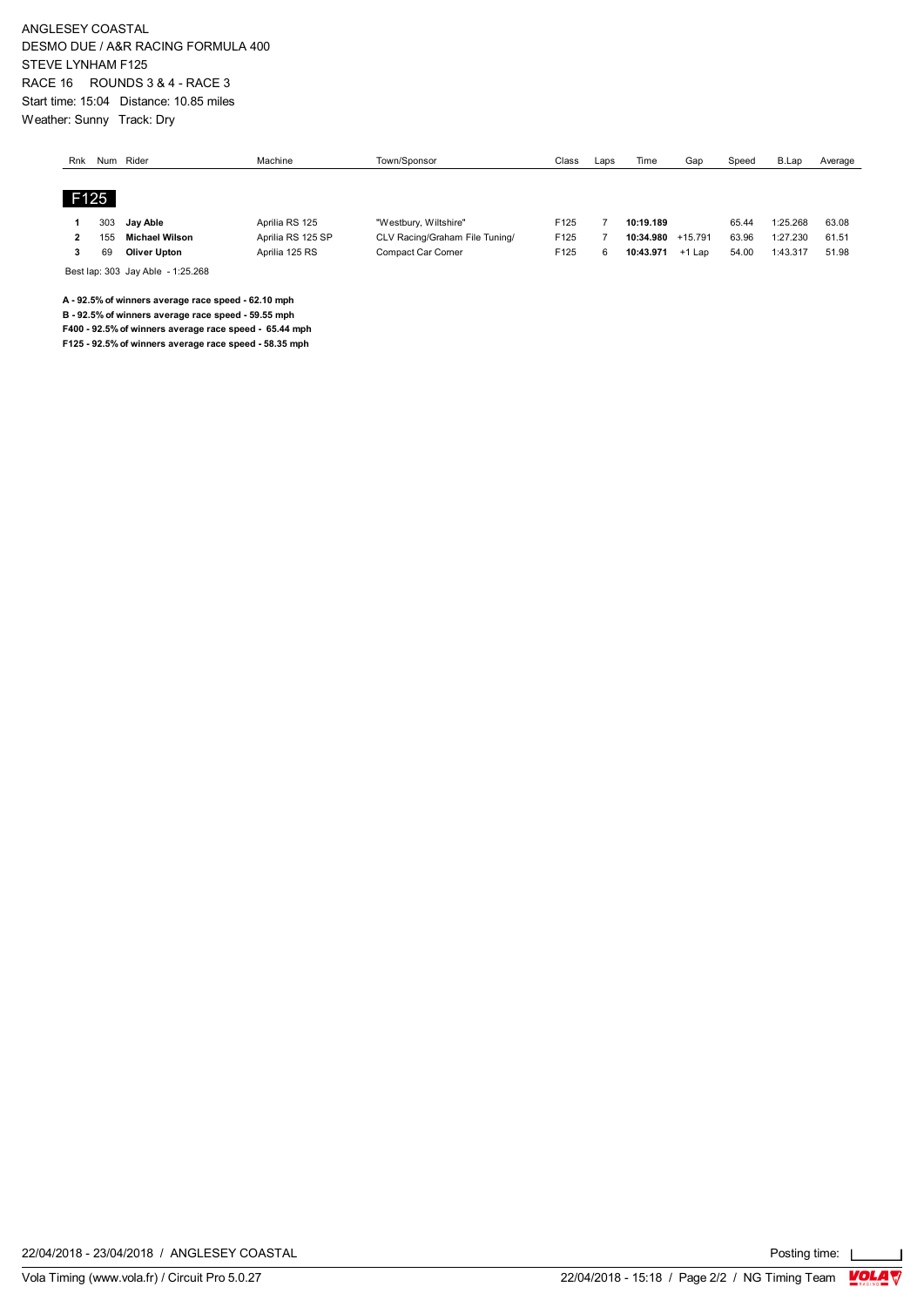ANGLESEY COASTAL
DESMO DUE / A&R RACING FORMULA 400
STEVE LYNHAM F125
RACE 16 ROUNDS 3 & 4 - RACE 3
Start time: 15:04 Distance: 10.85 miles
Weather: Sunny Track: Dry

| Rnk | Num | Rider | Machine | Town/Sponsor | Class | Laps | Time | Gap | Speed | B.Lap | Average |
|---|---|---|---|---|---|---|---|---|---|---|---|
| **F125** | | | | | | | | | | | |
| **1** | 303 | **Jay Able** | Aprilia RS 125 | "Westbury, Wiltshire" | F125 | 7 | **10:19.189** | | 65.44 | 1:25.268 | 63.08 |
| **2** | 155 | **Michael Wilson** | Aprilia RS 125 SP | CLV Racing/Graham File Tuning/ | F125 | 7 | **10:34.980** | +15.791 | 63.96 | 1:27.230 | 61.51 |
| **3** | 69 | **Oliver Upton** | Aprilia 125 RS | Compact Car Corner | F125 | 6 | **10:43.971** | +1 Lap | 54.00 | 1:43.317 | 51.98 |

Best lap: 303 Jay Able - 1:25.268

**A - 92.5% of winners average race speed - 62.10 mph**
**B - 92.5% of winners average race speed - 59.55 mph**
**F400 - 92.5% of winners average race speed - 65.44 mph**
**F125 - 92.5% of winners average race speed - 58.35 mph**

22/04/2018 - 23/04/2018 / ANGLESEY COASTAL

Posting time:

Vola Timing (www.vola.fr) / Circuit Pro 5.0.27

22/04/2018 - 15:18 / NG Timing Team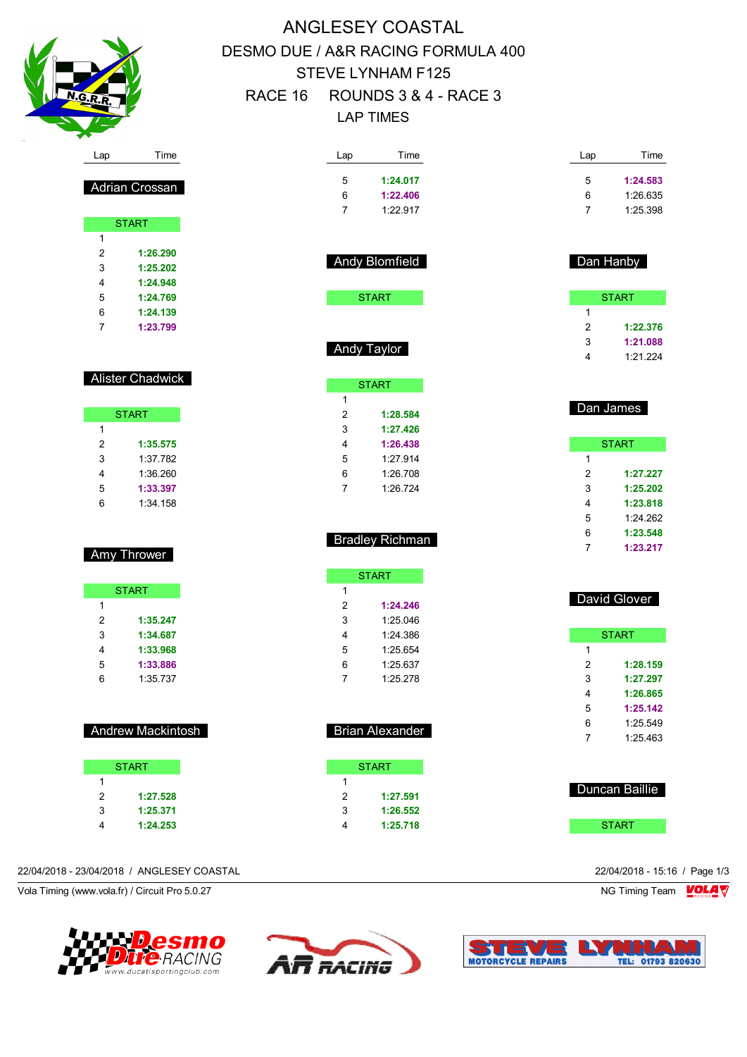# ANGLESEY COASTAL

## DESMO DUE / A&R RACING FORMULA 400

## STEVE LYNHAM F125

## RACE 16 ROUNDS 3 & 4 - RACE 3

## LAP TIMES

### Adrian Crossan

| Lap | Time |
|---|---|
| START | |
| 1 | |
| 2 | **1:26.290** |
| 3 | **1:25.202** |
| 4 | **1:24.948** |
| 5 | **1:24.769** |
| 6 | **1:24.139** |
| 7 | **1:23.799** |

### Alister Chadwick

| Lap | Time |
|---|---|
| START | |
| 1 | |
| 2 | **1:35.575** |
| 3 | 1:37.782 |
| 4 | 1:36.260 |
| 5 | **1:33.397** |
| 6 | 1:34.158 |

### Amy Thrower

| Lap | Time |
|---|---|
| START | |
| 1 | |
| 2 | **1:35.247** |
| 3 | **1:34.687** |
| 4 | **1:33.968** |
| 5 | **1:33.886** |
| 6 | 1:35.737 |

### Andrew Mackintosh

| Lap | Time |
|---|---|
| START | |
| 1 | |
| 2 | **1:27.528** |
| 3 | **1:25.371** |
| 4 | **1:24.253** |
| 5 | **1:24.017** |
| 6 | **1:22.406** |
| 7 | 1:22.917 |

### Andy Blomfield

| Lap | Time |
|---|---|
| START | |

### Andy Taylor

| Lap | Time |
|---|---|
| START | |
| 1 | |
| 2 | **1:28.584** |
| 3 | **1:27.426** |
| 4 | **1:26.438** |
| 5 | 1:27.914 |
| 6 | 1:26.708 |
| 7 | 1:26.724 |

### Bradley Richman

| Lap | Time |
|---|---|
| START | |
| 1 | |
| 2 | **1:24.246** |
| 3 | 1:25.046 |
| 4 | 1:24.386 |
| 5 | 1:25.654 |
| 6 | 1:25.637 |
| 7 | 1:25.278 |

### Brian Alexander

| Lap | Time |
|---|---|
| START | |
| 1 | |
| 2 | **1:27.591** |
| 3 | **1:26.552** |
| 4 | **1:25.718** |
| 5 | **1:24.583** |
| 6 | 1:26.635 |
| 7 | 1:25.398 |

### Dan Hanby

| Lap | Time |
|---|---|
| START | |
| 1 | |
| 2 | **1:22.376** |
| 3 | **1:21.088** |
| 4 | 1:21.224 |

### Dan James

| Lap | Time |
|---|---|
| START | |
| 1 | |
| 2 | **1:27.227** |
| 3 | **1:25.202** |
| 4 | **1:23.818** |
| 5 | 1:24.262 |
| 6 | **1:23.548** |
| 7 | **1:23.217** |

### David Glover

| Lap | Time |
|---|---|
| START | |
| 1 | |
| 2 | **1:28.159** |
| 3 | **1:27.297** |
| 4 | **1:26.865** |
| 5 | **1:25.142** |
| 6 | 1:25.549 |
| 7 | 1:25.463 |

### Duncan Baillie

| Lap | Time |
|---|---|
| START | |

22/04/2018 - 23/04/2018 / ANGLESEY COASTAL

22/04/2018 - 15:16

Vola Timing (www.vola.fr) / Circuit Pro 5.0.27

NG Timing Team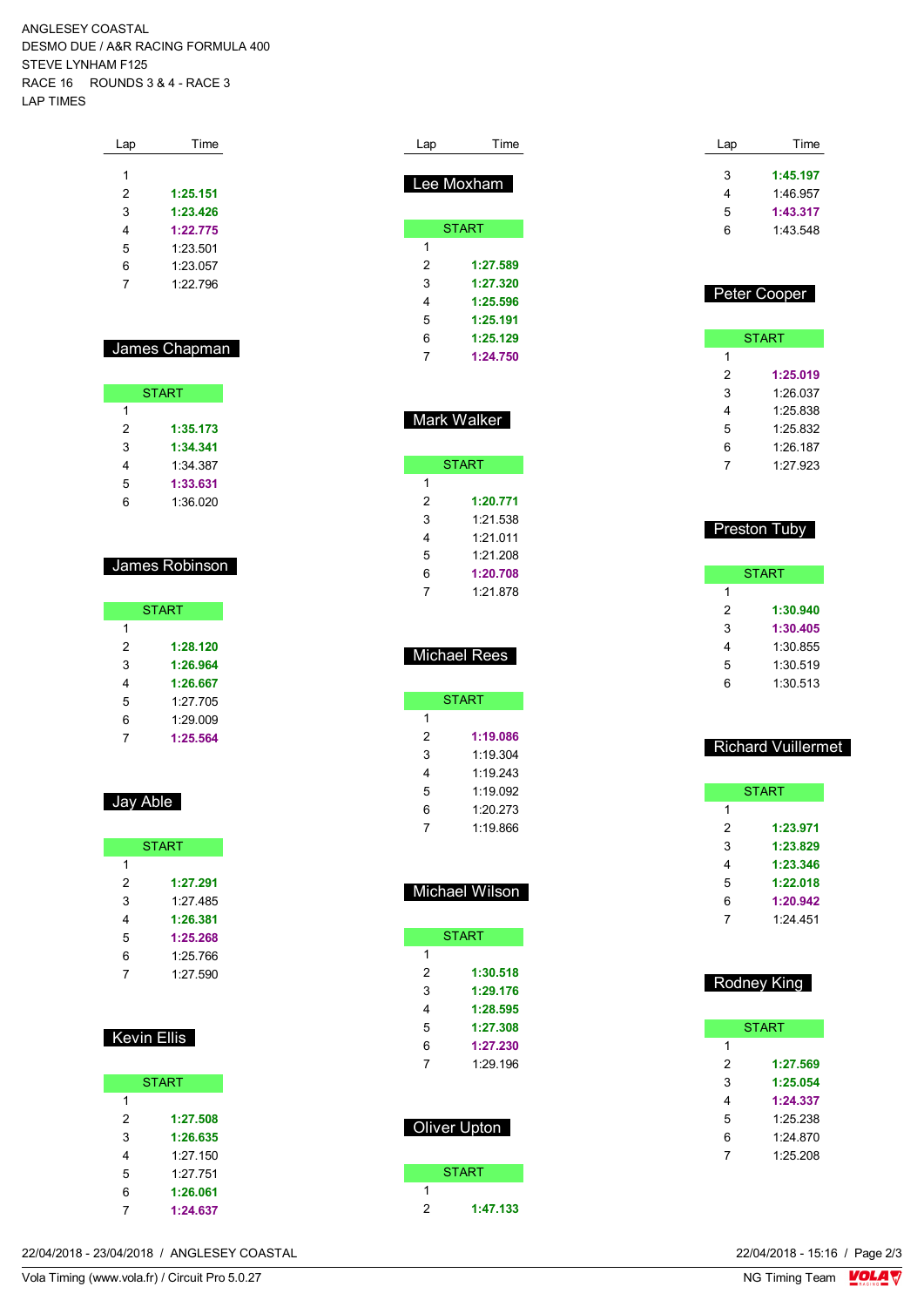ANGLESEY COASTAL
DESMO DUE / A&R RACING FORMULA 400
STEVE LYNHAM F125
RACE 16     ROUNDS 3 & 4 - RACE 3
LAP TIMES

| Lap | Time |
|---|---|
| 1 | |
| 2 | **1:25.151** |
| 3 | **1:23.426** |
| 4 | **1:22.775** |
| 5 | 1:23.501 |
| 6 | 1:23.057 |
| 7 | 1:22.796 |

## James Chapman

| Lap | Time |
|---|---|
| START | |
| 1 | |
| 2 | **1:35.173** |
| 3 | **1:34.341** |
| 4 | 1:34.387 |
| 5 | **1:33.631** |
| 6 | 1:36.020 |

## James Robinson

| Lap | Time |
|---|---|
| START | |
| 1 | |
| 2 | **1:28.120** |
| 3 | **1:26.964** |
| 4 | **1:26.667** |
| 5 | 1:27.705 |
| 6 | 1:29.009 |
| 7 | **1:25.564** |

## Jay Able

| Lap | Time |
|---|---|
| START | |
| 1 | |
| 2 | **1:27.291** |
| 3 | 1:27.485 |
| 4 | **1:26.381** |
| 5 | **1:25.268** |
| 6 | 1:25.766 |
| 7 | 1:27.590 |

## Kevin Ellis

| Lap | Time |
|---|---|
| START | |
| 1 | |
| 2 | **1:27.508** |
| 3 | **1:26.635** |
| 4 | 1:27.150 |
| 5 | 1:27.751 |
| 6 | **1:26.061** |
| 7 | **1:24.637** |

## Lee Moxham

| Lap | Time |
|---|---|
| START | |
| 1 | |
| 2 | **1:27.589** |
| 3 | **1:27.320** |
| 4 | **1:25.596** |
| 5 | **1:25.191** |
| 6 | **1:25.129** |
| 7 | **1:24.750** |

## Mark Walker

| Lap | Time |
|---|---|
| START | |
| 1 | |
| 2 | **1:20.771** |
| 3 | 1:21.538 |
| 4 | 1:21.011 |
| 5 | 1:21.208 |
| 6 | **1:20.708** |
| 7 | 1:21.878 |

## Michael Rees

| Lap | Time |
|---|---|
| START | |
| 1 | |
| 2 | **1:19.086** |
| 3 | 1:19.304 |
| 4 | 1:19.243 |
| 5 | 1:19.092 |
| 6 | 1:20.273 |
| 7 | 1:19.866 |

## Michael Wilson

| Lap | Time |
|---|---|
| START | |
| 1 | |
| 2 | **1:30.518** |
| 3 | **1:29.176** |
| 4 | **1:28.595** |
| 5 | **1:27.308** |
| 6 | **1:27.230** |
| 7 | 1:29.196 |

## Oliver Upton

| Lap | Time |
|---|---|
| START | |
| 1 | |
| 2 | **1:47.133** |
| 3 | **1:45.197** |
| 4 | 1:46.957 |
| 5 | **1:43.317** |
| 6 | 1:43.548 |

## Peter Cooper

| Lap | Time |
|---|---|
| START | |
| 1 | |
| 2 | **1:25.019** |
| 3 | 1:26.037 |
| 4 | 1:25.838 |
| 5 | 1:25.832 |
| 6 | 1:26.187 |
| 7 | 1:27.923 |

## Preston Tuby

| Lap | Time |
|---|---|
| START | |
| 1 | |
| 2 | **1:30.940** |
| 3 | **1:30.405** |
| 4 | 1:30.855 |
| 5 | 1:30.519 |
| 6 | 1:30.513 |

## Richard Vuillermet

| Lap | Time |
|---|---|
| START | |
| 1 | |
| 2 | **1:23.971** |
| 3 | **1:23.829** |
| 4 | **1:23.346** |
| 5 | **1:22.018** |
| 6 | **1:20.942** |
| 7 | 1:24.451 |

## Rodney King

| Lap | Time |
|---|---|
| START | |
| 1 | |
| 2 | **1:27.569** |
| 3 | **1:25.054** |
| 4 | **1:24.337** |
| 5 | 1:25.238 |
| 6 | 1:24.870 |
| 7 | 1:25.208 |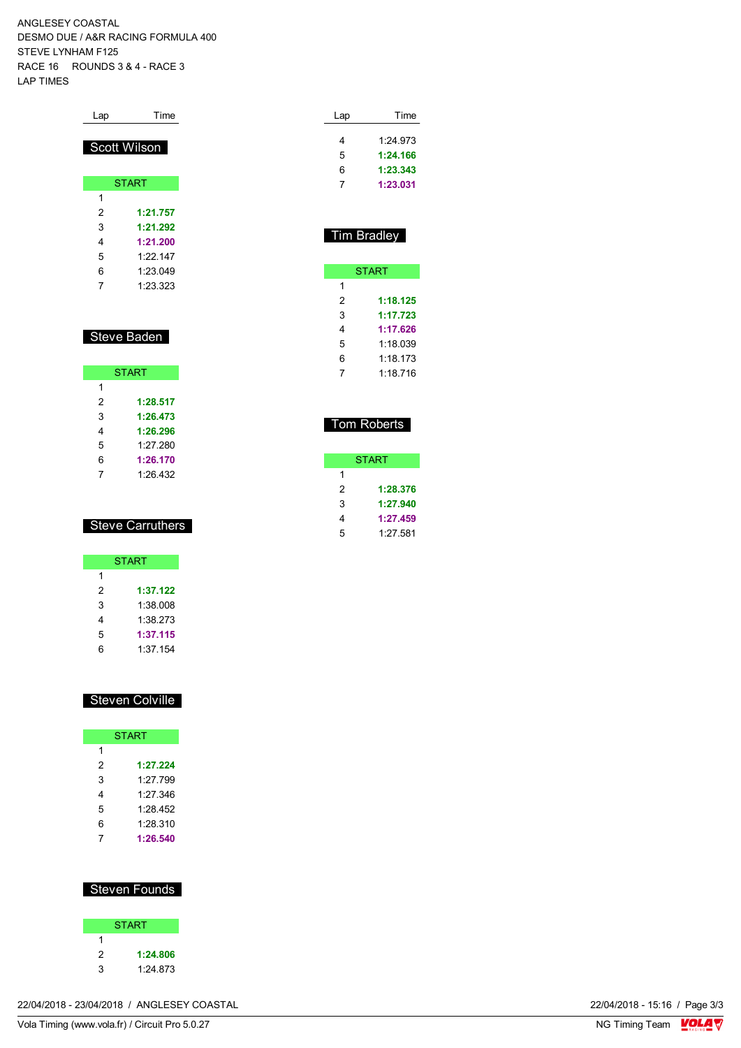ANGLESEY COASTAL
DESMO DUE / A&R RACING FORMULA 400
STEVE LYNHAM F125
RACE 16 ROUNDS 3 & 4 - RACE 3
LAP TIMES

| Lap | Time |
|---|---|
| 4 | 1:24.973 |
| 5 | **1:24.166** |
| 6 | **1:23.343** |
| 7 | **1:23.031** |

## Scott Wilson

| Lap | Time |
|---|---|
| START | |
| 1 | |
| 2 | **1:21.757** |
| 3 | **1:21.292** |
| 4 | **1:21.200** |
| 5 | 1:22.147 |
| 6 | 1:23.049 |
| 7 | 1:23.323 |

## Steve Baden

| Lap | Time |
|---|---|
| START | |
| 1 | |
| 2 | **1:28.517** |
| 3 | **1:26.473** |
| 4 | **1:26.296** |
| 5 | 1:27.280 |
| 6 | **1:26.170** |
| 7 | 1:26.432 |

## Steve Carruthers

| Lap | Time |
|---|---|
| START | |
| 1 | |
| 2 | **1:37.122** |
| 3 | 1:38.008 |
| 4 | 1:38.273 |
| 5 | **1:37.115** |
| 6 | 1:37.154 |

## Steven Colville

| Lap | Time |
|---|---|
| START | |
| 1 | |
| 2 | **1:27.224** |
| 3 | 1:27.799 |
| 4 | 1:27.346 |
| 5 | 1:28.452 |
| 6 | 1:28.310 |
| 7 | **1:26.540** |

## Steven Founds

| Lap | Time |
|---|---|
| START | |
| 1 | |
| 2 | **1:24.806** |
| 3 | 1:24.873 |

## Tim Bradley

| Lap | Time |
|---|---|
| START | |
| 1 | |
| 2 | **1:18.125** |
| 3 | **1:17.723** |
| 4 | **1:17.626** |
| 5 | 1:18.039 |
| 6 | 1:18.173 |
| 7 | 1:18.716 |

## Tom Roberts

| Lap | Time |
|---|---|
| START | |
| 1 | |
| 2 | **1:28.376** |
| 3 | **1:27.940** |
| 4 | **1:27.459** |
| 5 | 1:27.581 |

22/04/2018 - 23/04/2018 / ANGLESEY COASTAL
22/04/2018 - 15:16
Vola Timing (www.vola.fr) / Circuit Pro 5.0.27
NG Timing Team